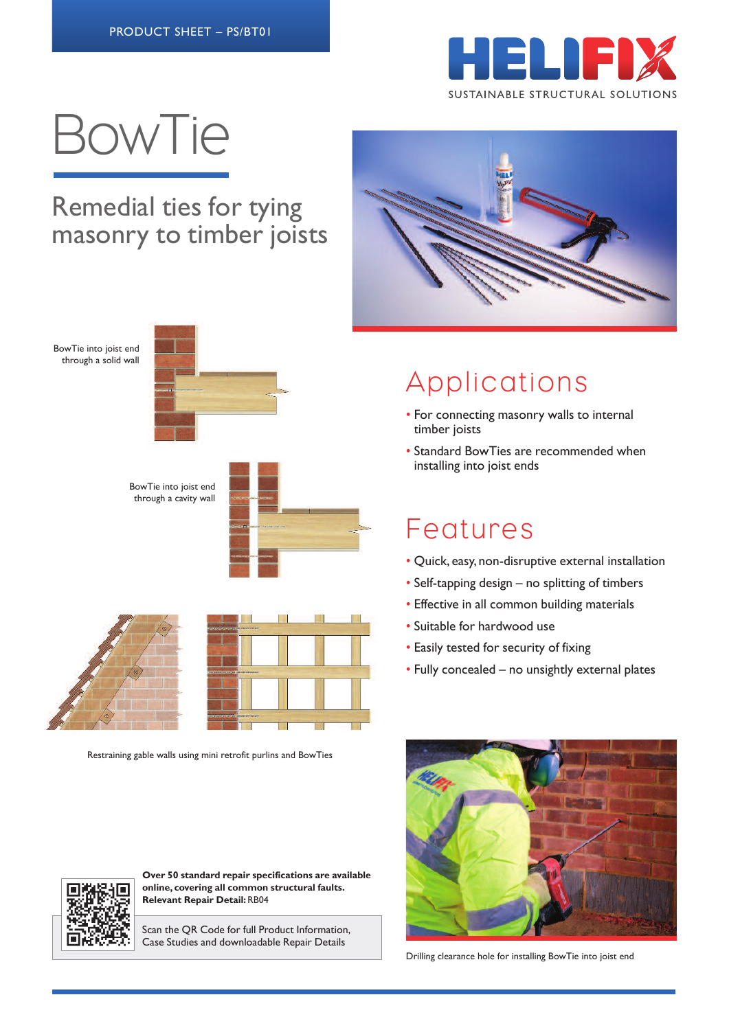PRODUCT SHEET – PS/BT01

HELIFIX

SUSTAINABLE STRUCTURAL SOLUTIONS

# BowTie

## Remedial ties for tying masonry to timber joists

BowTie into joist end through a solid wall

BowTie into joist end through a cavity wall

Restraining gable walls using mini retrofit purlins and BowTies

## Applications

- For connecting masonry walls to internal timber joists
- Standard BowTies are recommended when installing into joist ends

## Features

- Quick, easy, non-disruptive external installation
- Self-tapping design – no splitting of timbers
- Effective in all common building materials
- Suitable for hardwood use
- Easily tested for security of fixing
- Fully concealed – no unsightly external plates

**Over 50 standard repair specifications are available online, covering all common structural faults.**
**Relevant Repair Detail:** RB04

Scan the QR Code for full Product Information, Case Studies and downloadable Repair Details

Drilling clearance hole for installing BowTie into joist end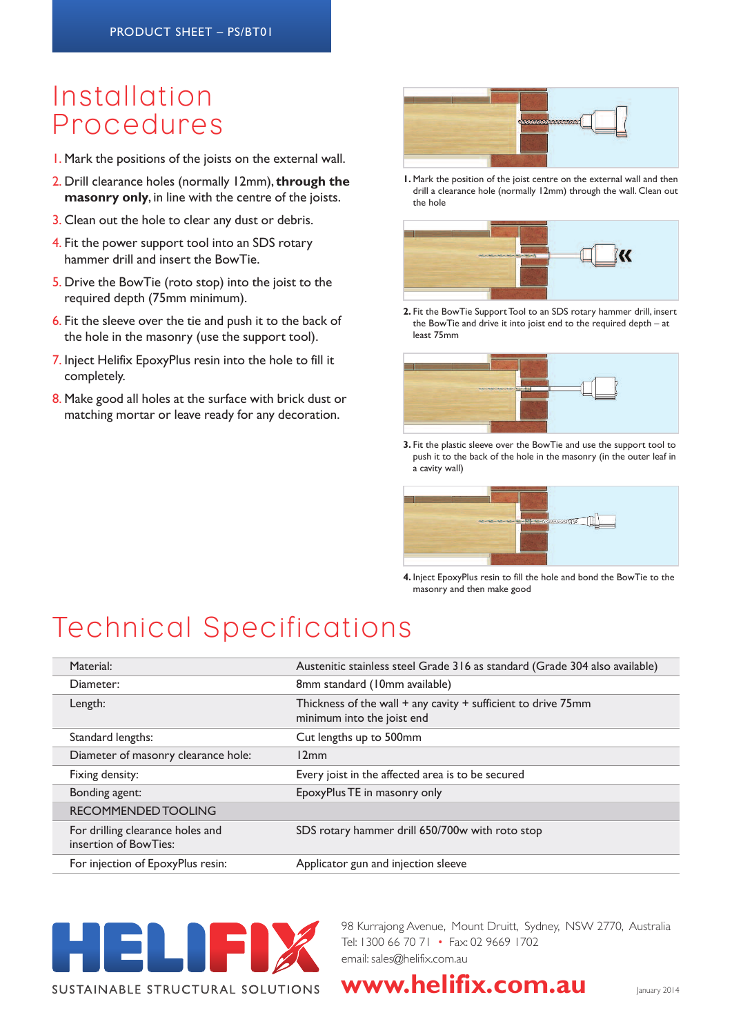# Installation Procedures

1. Mark the positions of the joists on the external wall.
2. Drill clearance holes (normally 12mm), **through the masonry only**, in line with the centre of the joists.
3. Clean out the hole to clear any dust or debris.
4. Fit the power support tool into an SDS rotary hammer drill and insert the BowTie.
5. Drive the BowTie (roto stop) into the joist to the required depth (75mm minimum).
6. Fit the sleeve over the tie and push it to the back of the hole in the masonry (use the support tool).
7. Inject Helifix EpoxyPlus resin into the hole to fill it completely.
8. Make good all holes at the surface with brick dust or matching mortar or leave ready for any decoration.

**1.** Mark the position of the joist centre on the external wall and then drill a clearance hole (normally 12mm) through the wall. Clean out the hole

**2.** Fit the BowTie Support Tool to an SDS rotary hammer drill, insert the BowTie and drive it into joist end to the required depth – at least 75mm

**3.** Fit the plastic sleeve over the BowTie and use the support tool to push it to the back of the hole in the masonry (in the outer leaf in a cavity wall)

**4.** Inject EpoxyPlus resin to fill the hole and bond the BowTie to the masonry and then make good

# Technical Specifications

| | |
|---|---|
| Material: | Austenitic stainless steel Grade 316 as standard (Grade 304 also available) |
| Diameter: | 8mm standard (10mm available) |
| Length: | Thickness of the wall + any cavity + sufficient to drive 75mm minimum into the joist end |
| Standard lengths: | Cut lengths up to 500mm |
| Diameter of masonry clearance hole: | 12mm |
| Fixing density: | Every joist in the affected area is to be secured |
| Bonding agent: | EpoxyPlus TE in masonry only |
| RECOMMENDED TOOLING | |
| For drilling clearance holes and insertion of BowTies: | SDS rotary hammer drill 650/700w with roto stop |
| For injection of EpoxyPlus resin: | Applicator gun and injection sleeve |

HELIFIX
SUSTAINABLE STRUCTURAL SOLUTIONS

98 Kurrajong Avenue, Mount Druitt, Sydney, NSW 2770, Australia
Tel: 1300 66 70 71 • Fax: 02 9669 1702
email: sales@helifix.com.au

**www.helifix.com.au**

January 2014